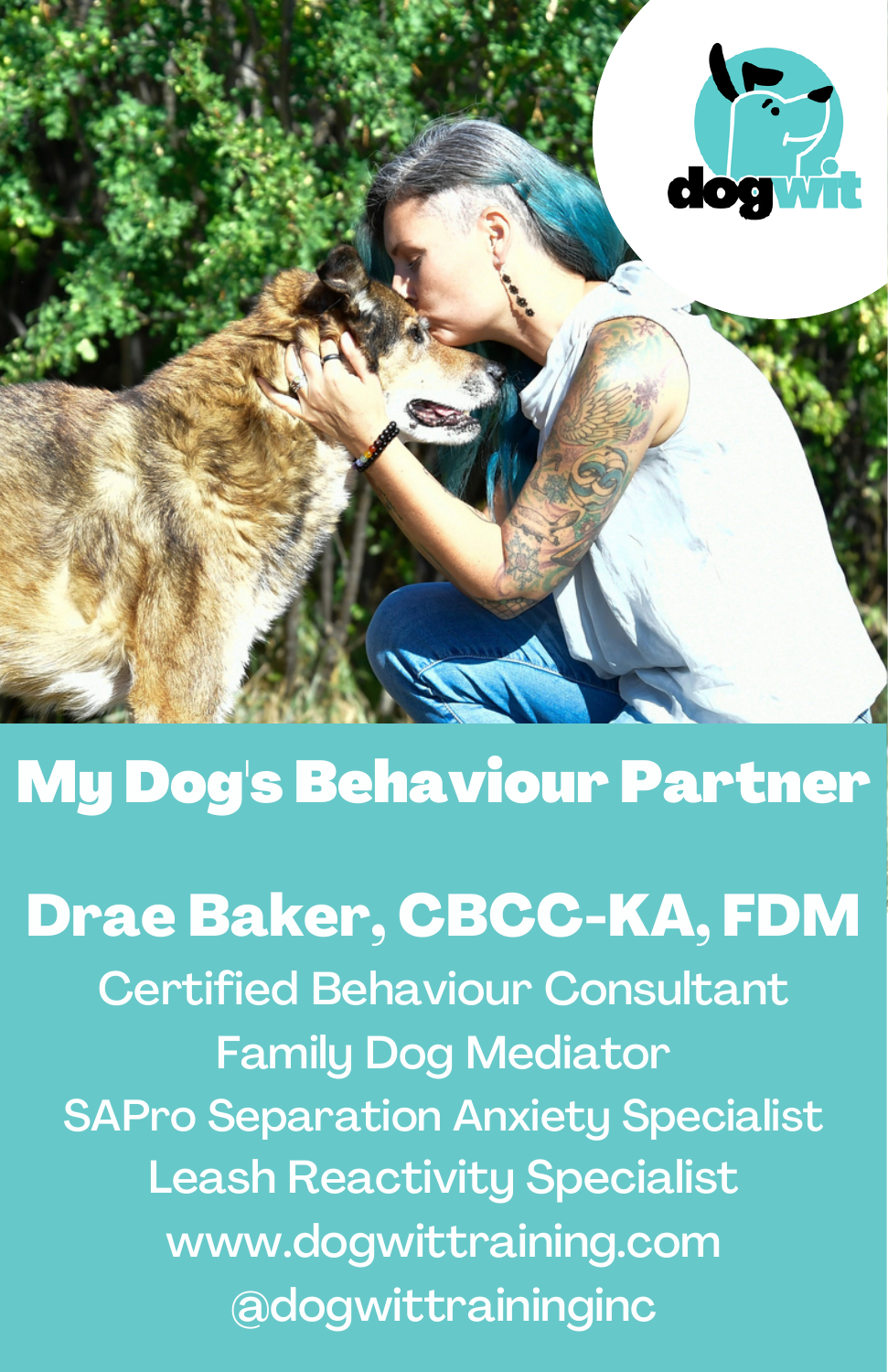dogwit

# My Dog's Behaviour Partner

## Drae Baker, CBCC-KA, FDM

Certified Behaviour Consultant
Family Dog Mediator
SAPro Separation Anxiety Specialist
Leash Reactivity Specialist
www.dogwittraining.com
@dogwittraininginc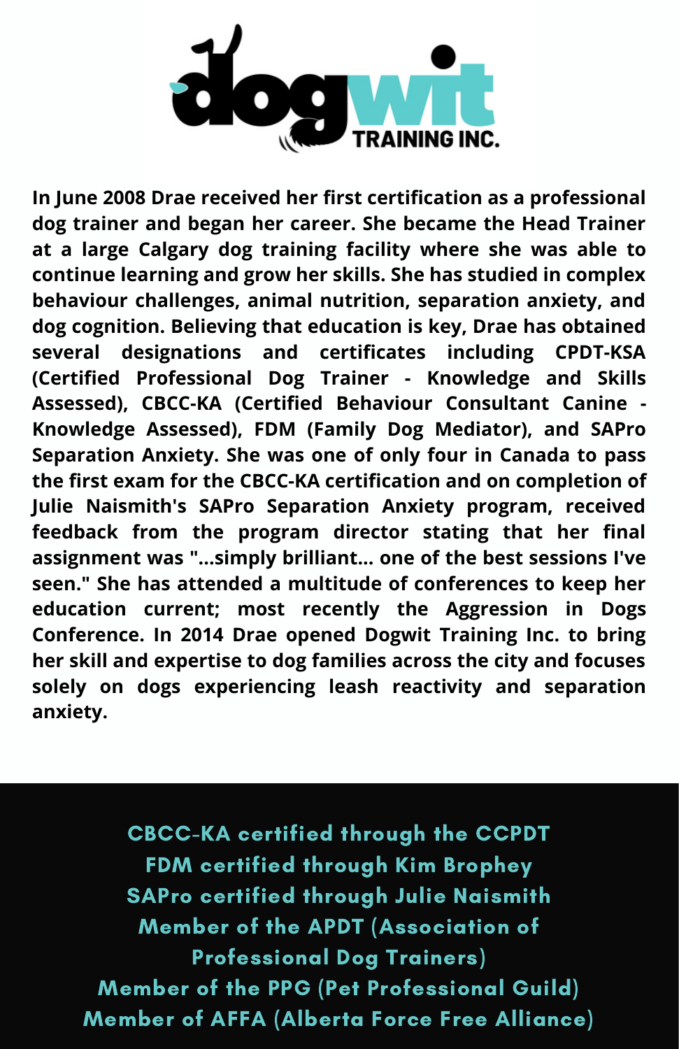# dogwit TRAINING INC.

**In June 2008 Drae received her first certification as a professional dog trainer and began her career. She became the Head Trainer at a large Calgary dog training facility where she was able to continue learning and grow her skills. She has studied in complex behaviour challenges, animal nutrition, separation anxiety, and dog cognition. Believing that education is key, Drae has obtained several designations and certificates including CPDT-KSA (Certified Professional Dog Trainer - Knowledge and Skills Assessed), CBCC-KA (Certified Behaviour Consultant Canine - Knowledge Assessed), FDM (Family Dog Mediator), and SAPro Separation Anxiety. She was one of only four in Canada to pass the first exam for the CBCC-KA certification and on completion of Julie Naismith's SAPro Separation Anxiety program, received feedback from the program director stating that her final assignment was "...simply brilliant... one of the best sessions I've seen." She has attended a multitude of conferences to keep her education current; most recently the Aggression in Dogs Conference. In 2014 Drae opened Dogwit Training Inc. to bring her skill and expertise to dog families across the city and focuses solely on dogs experiencing leash reactivity and separation anxiety.**

CBCC-KA certified through the CCPDT
FDM certified through Kim Brophey
SAPro certified through Julie Naismith
Member of the APDT (Association of Professional Dog Trainers)
Member of the PPG (Pet Professional Guild)
Member of AFFA (Alberta Force Free Alliance)